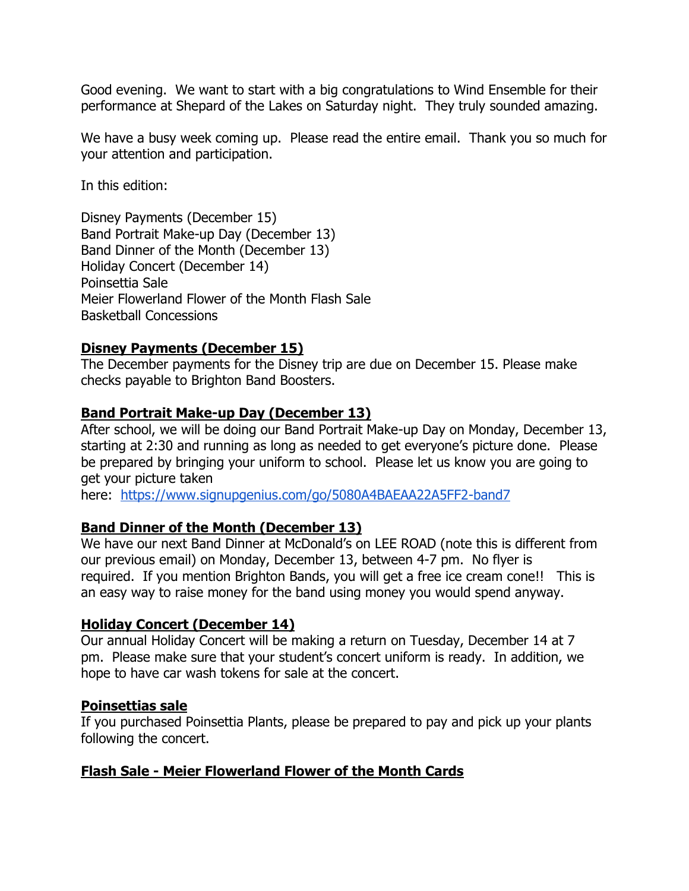Good evening. We want to start with a big congratulations to Wind Ensemble for their performance at Shepard of the Lakes on Saturday night. They truly sounded amazing.

We have a busy week coming up. Please read the entire email. Thank you so much for your attention and participation.

In this edition:

Disney Payments (December 15)
Band Portrait Make-up Day (December 13)
Band Dinner of the Month (December 13)
Holiday Concert (December 14)
Poinsettia Sale
Meier Flowerland Flower of the Month Flash Sale
Basketball Concessions

**Disney Payments (December 15)**

The December payments for the Disney trip are due on December 15. Please make checks payable to Brighton Band Boosters.

**Band Portrait Make-up Day (December 13)**

After school, we will be doing our Band Portrait Make-up Day on Monday, December 13, starting at 2:30 and running as long as needed to get everyone's picture done. Please be prepared by bringing your uniform to school. Please let us know you are going to get your picture taken here: https://www.signupgenius.com/go/5080A4BAEAA22A5FF2-band7

**Band Dinner of the Month (December 13)**

We have our next Band Dinner at McDonald's on LEE ROAD (note this is different from our previous email) on Monday, December 13, between 4-7 pm. No flyer is required. If you mention Brighton Bands, you will get a free ice cream cone!! This is an easy way to raise money for the band using money you would spend anyway.

**Holiday Concert (December 14)**

Our annual Holiday Concert will be making a return on Tuesday, December 14 at 7 pm. Please make sure that your student's concert uniform is ready. In addition, we hope to have car wash tokens for sale at the concert.

**Poinsettias sale**

If you purchased Poinsettia Plants, please be prepared to pay and pick up your plants following the concert.

**Flash Sale - Meier Flowerland Flower of the Month Cards**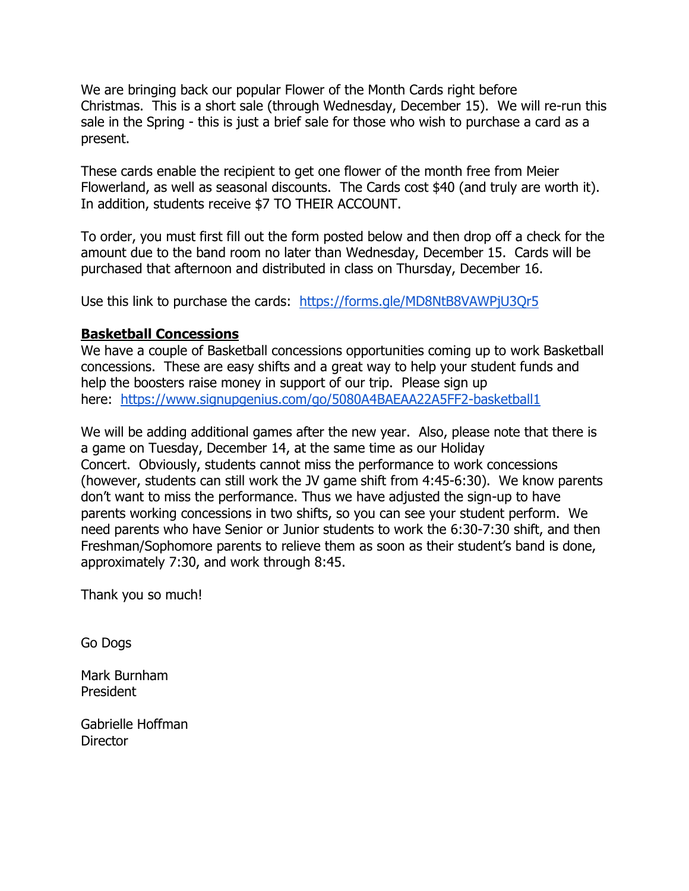We are bringing back our popular Flower of the Month Cards right before Christmas. This is a short sale (through Wednesday, December 15). We will re-run this sale in the Spring - this is just a brief sale for those who wish to purchase a card as a present.

These cards enable the recipient to get one flower of the month free from Meier Flowerland, as well as seasonal discounts. The Cards cost $40 (and truly are worth it). In addition, students receive $7 TO THEIR ACCOUNT.

To order, you must first fill out the form posted below and then drop off a check for the amount due to the band room no later than Wednesday, December 15. Cards will be purchased that afternoon and distributed in class on Thursday, December 16.

Use this link to purchase the cards: [https://forms.gle/MD8NtB8VAWPjU3Qr5](https://forms.gle/MD8NtB8VAWPjU3Qr5)

**Basketball Concessions**

We have a couple of Basketball concessions opportunities coming up to work Basketball concessions. These are easy shifts and a great way to help your student funds and help the boosters raise money in support of our trip. Please sign up here: [https://www.signupgenius.com/go/5080A4BAEAA22A5FF2-basketball1](https://www.signupgenius.com/go/5080A4BAEAA22A5FF2-basketball1)

We will be adding additional games after the new year. Also, please note that there is a game on Tuesday, December 14, at the same time as our Holiday Concert. Obviously, students cannot miss the performance to work concessions (however, students can still work the JV game shift from 4:45-6:30). We know parents don't want to miss the performance. Thus we have adjusted the sign-up to have parents working concessions in two shifts, so you can see your student perform. We need parents who have Senior or Junior students to work the 6:30-7:30 shift, and then Freshman/Sophomore parents to relieve them as soon as their student's band is done, approximately 7:30, and work through 8:45.

Thank you so much!

Go Dogs

Mark Burnham
President

Gabrielle Hoffman
Director